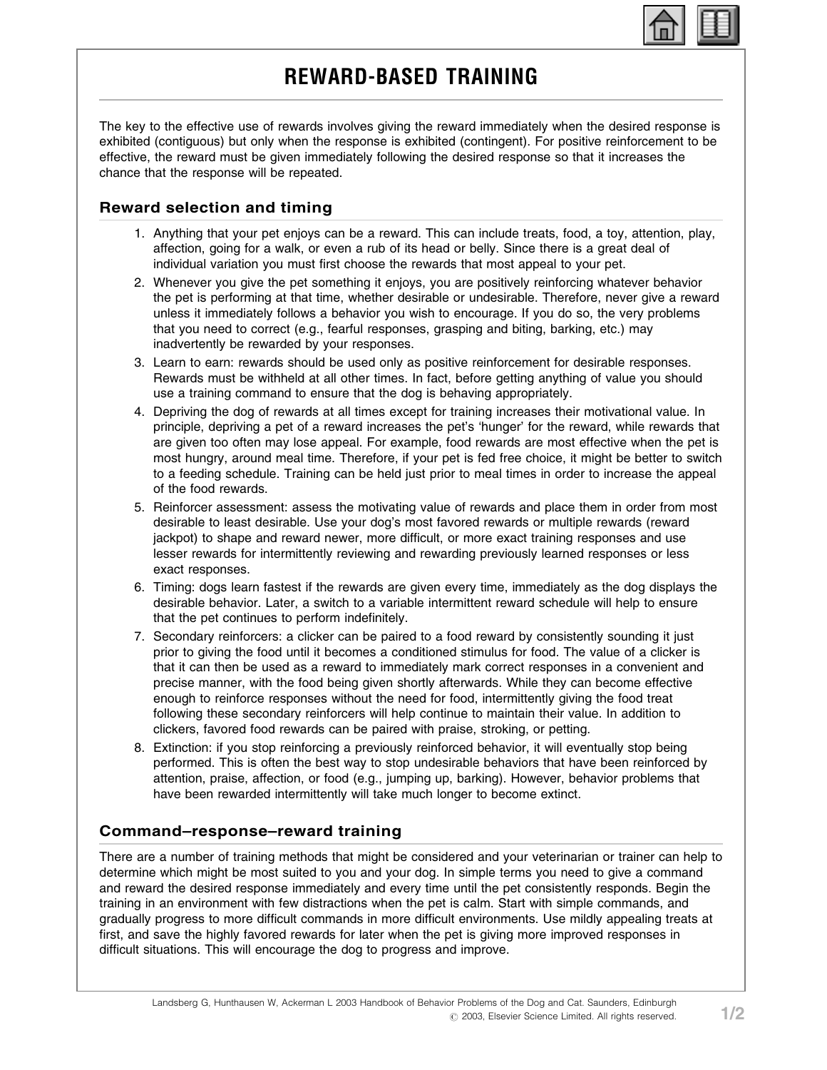# REWARD-BASED TRAINING

The key to the effective use of rewards involves giving the reward immediately when the desired response is exhibited (contiguous) but only when the response is exhibited (contingent). For positive reinforcement to be effective, the reward must be given immediately following the desired response so that it increases the chance that the response will be repeated.

## Reward selection and timing

1. Anything that your pet enjoys can be a reward. This can include treats, food, a toy, attention, play, affection, going for a walk, or even a rub of its head or belly. Since there is a great deal of individual variation you must first choose the rewards that most appeal to your pet.
2. Whenever you give the pet something it enjoys, you are positively reinforcing whatever behavior the pet is performing at that time, whether desirable or undesirable. Therefore, never give a reward unless it immediately follows a behavior you wish to encourage. If you do so, the very problems that you need to correct (e.g., fearful responses, grasping and biting, barking, etc.) may inadvertently be rewarded by your responses.
3. Learn to earn: rewards should be used only as positive reinforcement for desirable responses. Rewards must be withheld at all other times. In fact, before getting anything of value you should use a training command to ensure that the dog is behaving appropriately.
4. Depriving the dog of rewards at all times except for training increases their motivational value. In principle, depriving a pet of a reward increases the pet's 'hunger' for the reward, while rewards that are given too often may lose appeal. For example, food rewards are most effective when the pet is most hungry, around meal time. Therefore, if your pet is fed free choice, it might be better to switch to a feeding schedule. Training can be held just prior to meal times in order to increase the appeal of the food rewards.
5. Reinforcer assessment: assess the motivating value of rewards and place them in order from most desirable to least desirable. Use your dog's most favored rewards or multiple rewards (reward jackpot) to shape and reward newer, more difficult, or more exact training responses and use lesser rewards for intermittently reviewing and rewarding previously learned responses or less exact responses.
6. Timing: dogs learn fastest if the rewards are given every time, immediately as the dog displays the desirable behavior. Later, a switch to a variable intermittent reward schedule will help to ensure that the pet continues to perform indefinitely.
7. Secondary reinforcers: a clicker can be paired to a food reward by consistently sounding it just prior to giving the food until it becomes a conditioned stimulus for food. The value of a clicker is that it can then be used as a reward to immediately mark correct responses in a convenient and precise manner, with the food being given shortly afterwards. While they can become effective enough to reinforce responses without the need for food, intermittently giving the food treat following these secondary reinforcers will help continue to maintain their value. In addition to clickers, favored food rewards can be paired with praise, stroking, or petting.
8. Extinction: if you stop reinforcing a previously reinforced behavior, it will eventually stop being performed. This is often the best way to stop undesirable behaviors that have been reinforced by attention, praise, affection, or food (e.g., jumping up, barking). However, behavior problems that have been rewarded intermittently will take much longer to become extinct.

## Command–response–reward training

There are a number of training methods that might be considered and your veterinarian or trainer can help to determine which might be most suited to you and your dog. In simple terms you need to give a command and reward the desired response immediately and every time until the pet consistently responds. Begin the training in an environment with few distractions when the pet is calm. Start with simple commands, and gradually progress to more difficult commands in more difficult environments. Use mildly appealing treats at first, and save the highly favored rewards for later when the pet is giving more improved responses in difficult situations. This will encourage the dog to progress and improve.

Landsberg G, Hunthausen W, Ackerman L 2003 Handbook of Behavior Problems of the Dog and Cat. Saunders, Edinburgh
© 2003, Elsevier Science Limited. All rights reserved.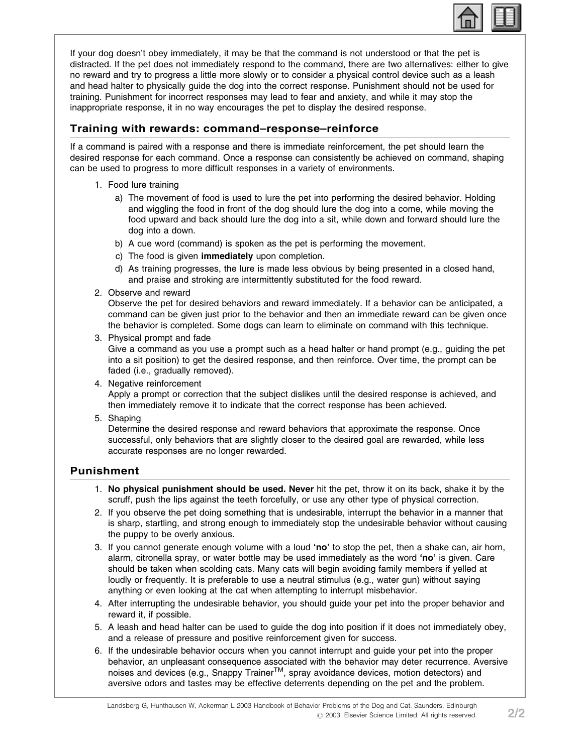If your dog doesn't obey immediately, it may be that the command is not understood or that the pet is distracted. If the pet does not immediately respond to the command, there are two alternatives: either to give no reward and try to progress a little more slowly or to consider a physical control device such as a leash and head halter to physically guide the dog into the correct response. Punishment should not be used for training. Punishment for incorrect responses may lead to fear and anxiety, and while it may stop the inappropriate response, it in no way encourages the pet to display the desired response.

## Training with rewards: command–response–reinforce

If a command is paired with a response and there is immediate reinforcement, the pet should learn the desired response for each command. Once a response can consistently be achieved on command, shaping can be used to progress to more difficult responses in a variety of environments.

1. Food lure training
   a) The movement of food is used to lure the pet into performing the desired behavior. Holding and wiggling the food in front of the dog should lure the dog into a come, while moving the food upward and back should lure the dog into a sit, while down and forward should lure the dog into a down.
   b) A cue word (command) is spoken as the pet is performing the movement.
   c) The food is given **immediately** upon completion.
   d) As training progresses, the lure is made less obvious by being presented in a closed hand, and praise and stroking are intermittently substituted for the food reward.
2. Observe and reward
   Observe the pet for desired behaviors and reward immediately. If a behavior can be anticipated, a command can be given just prior to the behavior and then an immediate reward can be given once the behavior is completed. Some dogs can learn to eliminate on command with this technique.
3. Physical prompt and fade
   Give a command as you use a prompt such as a head halter or hand prompt (e.g., guiding the pet into a sit position) to get the desired response, and then reinforce. Over time, the prompt can be faded (i.e., gradually removed).
4. Negative reinforcement
   Apply a prompt or correction that the subject dislikes until the desired response is achieved, and then immediately remove it to indicate that the correct response has been achieved.
5. Shaping
   Determine the desired response and reward behaviors that approximate the response. Once successful, only behaviors that are slightly closer to the desired goal are rewarded, while less accurate responses are no longer rewarded.

## Punishment

1. **No physical punishment should be used. Never** hit the pet, throw it on its back, shake it by the scruff, push the lips against the teeth forcefully, or use any other type of physical correction.
2. If you observe the pet doing something that is undesirable, interrupt the behavior in a manner that is sharp, startling, and strong enough to immediately stop the undesirable behavior without causing the puppy to be overly anxious.
3. If you cannot generate enough volume with a loud **'no'** to stop the pet, then a shake can, air horn, alarm, citronella spray, or water bottle may be used immediately as the word **'no'** is given. Care should be taken when scolding cats. Many cats will begin avoiding family members if yelled at loudly or frequently. It is preferable to use a neutral stimulus (e.g., water gun) without saying anything or even looking at the cat when attempting to interrupt misbehavior.
4. After interrupting the undesirable behavior, you should guide your pet into the proper behavior and reward it, if possible.
5. A leash and head halter can be used to guide the dog into position if it does not immediately obey, and a release of pressure and positive reinforcement given for success.
6. If the undesirable behavior occurs when you cannot interrupt and guide your pet into the proper behavior, an unpleasant consequence associated with the behavior may deter recurrence. Aversive noises and devices (e.g., Snappy Trainer™, spray avoidance devices, motion detectors) and aversive odors and tastes may be effective deterrents depending on the pet and the problem.

Landsberg G, Hunthausen W, Ackerman L 2003 Handbook of Behavior Problems of the Dog and Cat. Saunders, Edinburgh
© 2003, Elsevier Science Limited. All rights reserved.